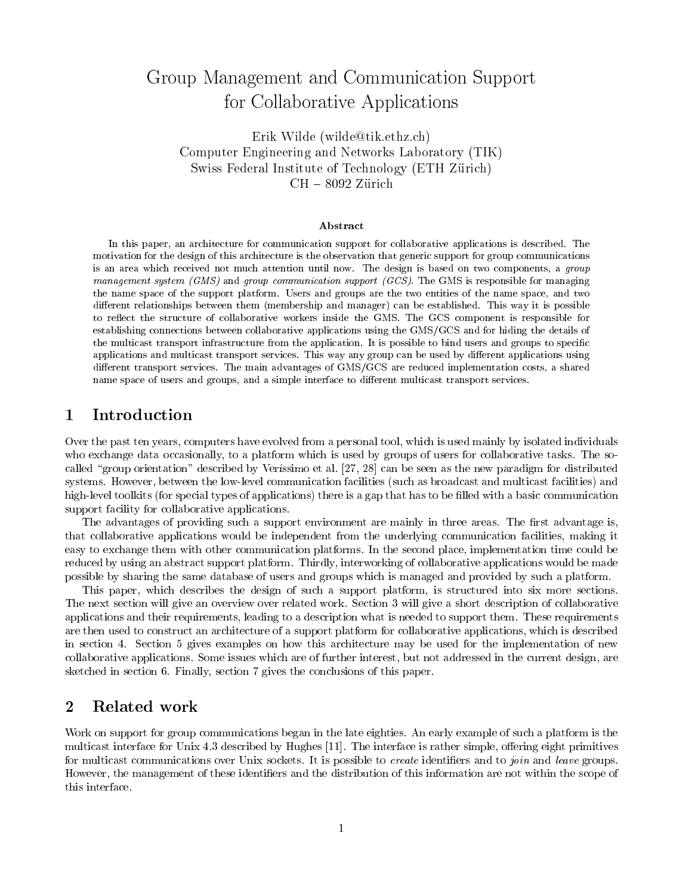# Group Management and Communication Support for Collaborative Applications

Erik Wilde (wilde@tik.ethz.ch)
Computer Engineering and Networks Laboratory (TIK)
Swiss Federal Institute of Technology (ETH Zürich)
CH – 8092 Zürich

### Abstract

In this paper, an architecture for communication support for collaborative applications is described. The motivation for the design of this architecture is the observation that generic support for group communications is an area which received not much attention until now. The design is based on two components, a *group management system (GMS)* and *group communication support (GCS)*. The GMS is responsible for managing the name space of the support platform. Users and groups are the two entities of the name space, and two different relationships between them (membership and manager) can be established. This way it is possible to reflect the structure of collaborative workers inside the GMS. The GCS component is responsible for establishing connections between collaborative applications using the GMS/GCS and for hiding the details of the multicast transport infrastructure from the application. It is possible to bind users and groups to specific applications and multicast transport services. This way any group can be used by different applications using different transport services. The main advantages of GMS/GCS are reduced implementation costs, a shared name space of users and groups, and a simple interface to different multicast transport services.

## 1 Introduction

Over the past ten years, computers have evolved from a personal tool, which is used mainly by isolated individuals who exchange data occasionally, to a platform which is used by groups of users for collaborative tasks. The so-called "group orientation" described by Veríssimo et al. [27, 28] can be seen as the new paradigm for distributed systems. However, between the low-level communication facilities (such as broadcast and multicast facilities) and high-level toolkits (for special types of applications) there is a gap that has to be filled with a basic communication support facility for collaborative applications.

The advantages of providing such a support environment are mainly in three areas. The first advantage is, that collaborative applications would be independent from the underlying communication facilities, making it easy to exchange them with other communication platforms. In the second place, implementation time could be reduced by using an abstract support platform. Thirdly, interworking of collaborative applications would be made possible by sharing the same database of users and groups which is managed and provided by such a platform.

This paper, which describes the design of such a support platform, is structured into six more sections. The next section will give an overview over related work. Section 3 will give a short description of collaborative applications and their requirements, leading to a description what is needed to support them. These requirements are then used to construct an architecture of a support platform for collaborative applications, which is described in section 4. Section 5 gives examples on how this architecture may be used for the implementation of new collaborative applications. Some issues which are of further interest, but not addressed in the current design, are sketched in section 6. Finally, section 7 gives the conclusions of this paper.

## 2 Related work

Work on support for group communications began in the late eighties. An early example of such a platform is the multicast interface for Unix 4.3 described by Hughes [11]. The interface is rather simple, offering eight primitives for multicast communications over Unix sockets. It is possible to *create* identifiers and to *join* and *leave* groups. However, the management of these identifiers and the distribution of this information are not within the scope of this interface.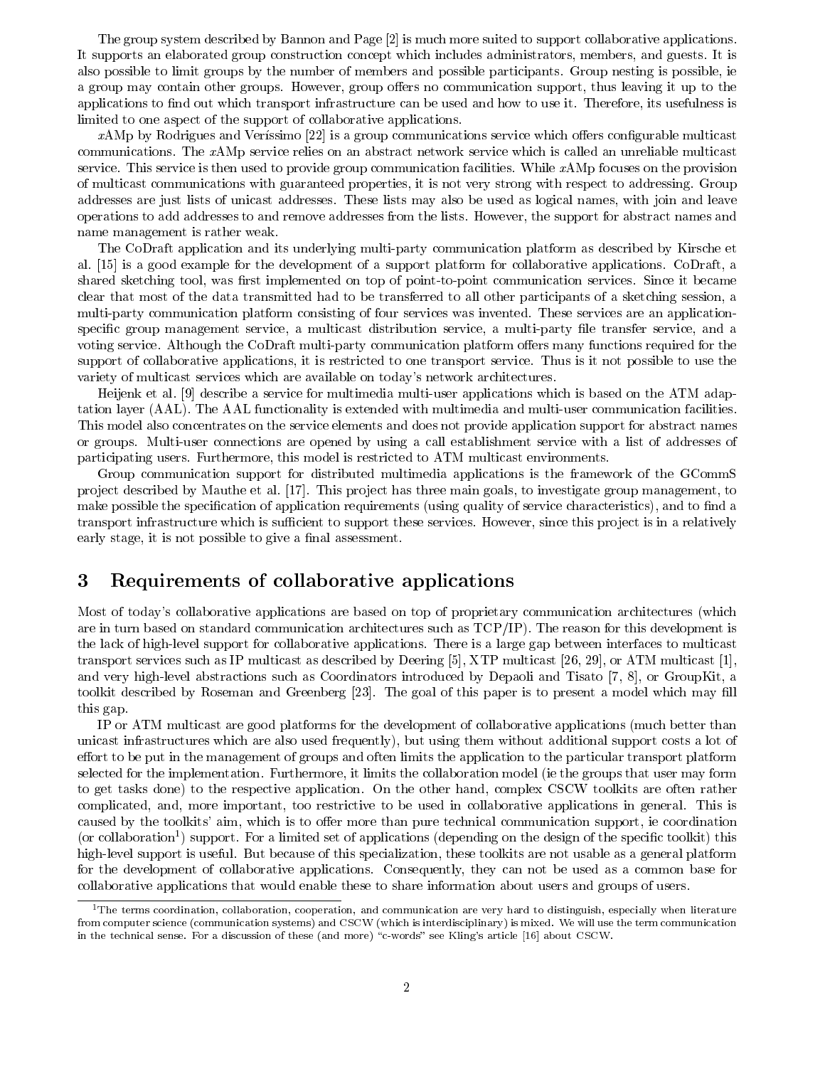The group system described by Bannon and Page [2] is much more suited to support collaborative applications. It supports an elaborated group construction concept which includes administrators, members, and guests. It is also possible to limit groups by the number of members and possible participants. Group nesting is possible, ie a group may contain other groups. However, group offers no communication support, thus leaving it up to the applications to find out which transport infrastructure can be used and how to use it. Therefore, its usefulness is limited to one aspect of the support of collaborative applications.

*x*AMp by Rodrigues and Veríssimo [22] is a group communications service which offers configurable multicast communications. The *x*AMp service relies on an abstract network service which is called an unreliable multicast service. This service is then used to provide group communication facilities. While *x*AMp focuses on the provision of multicast communications with guaranteed properties, it is not very strong with respect to addressing. Group addresses are just lists of unicast addresses. These lists may also be used as logical names, with join and leave operations to add addresses to and remove addresses from the lists. However, the support for abstract names and name management is rather weak.

The CoDraft application and its underlying multi-party communication platform as described by Kirsche et al. [15] is a good example for the development of a support platform for collaborative applications. CoDraft, a shared sketching tool, was first implemented on top of point-to-point communication services. Since it became clear that most of the data transmitted had to be transferred to all other participants of a sketching session, a multi-party communication platform consisting of four services was invented. These services are an application-specific group management service, a multicast distribution service, a multi-party file transfer service, and a voting service. Although the CoDraft multi-party communication platform offers many functions required for the support of collaborative applications, it is restricted to one transport service. Thus is it not possible to use the variety of multicast services which are available on today's network architectures.

Heijenk et al. [9] describe a service for multimedia multi-user applications which is based on the ATM adaptation layer (AAL). The AAL functionality is extended with multimedia and multi-user communication facilities. This model also concentrates on the service elements and does not provide application support for abstract names or groups. Multi-user connections are opened by using a call establishment service with a list of addresses of participating users. Furthermore, this model is restricted to ATM multicast environments.

Group communication support for distributed multimedia applications is the framework of the GCommS project described by Mauthe et al. [17]. This project has three main goals, to investigate group management, to make possible the specification of application requirements (using quality of service characteristics), and to find a transport infrastructure which is sufficient to support these services. However, since this project is in a relatively early stage, it is not possible to give a final assessment.

## 3 Requirements of collaborative applications

Most of today's collaborative applications are based on top of proprietary communication architectures (which are in turn based on standard communication architectures such as TCP/IP). The reason for this development is the lack of high-level support for collaborative applications. There is a large gap between interfaces to multicast transport services such as IP multicast as described by Deering [5], XTP multicast [26, 29], or ATM multicast [1], and very high-level abstractions such as Coordinators introduced by Depaoli and Tisato [7, 8], or GroupKit, a toolkit described by Roseman and Greenberg [23]. The goal of this paper is to present a model which may fill this gap.

IP or ATM multicast are good platforms for the development of collaborative applications (much better than unicast infrastructures which are also used frequently), but using them without additional support costs a lot of effort to be put in the management of groups and often limits the application to the particular transport platform selected for the implementation. Furthermore, it limits the collaboration model (ie the groups that user may form to get tasks done) to the respective application. On the other hand, complex CSCW toolkits are often rather complicated, and, more important, too restrictive to be used in collaborative applications in general. This is caused by the toolkits' aim, which is to offer more than pure technical communication support, ie coordination (or collaboration[1]) support. For a limited set of applications (depending on the design of the specific toolkit) this high-level support is useful. But because of this specialization, these toolkits are not usable as a general platform for the development of collaborative applications. Consequently, they can not be used as a common base for collaborative applications that would enable these to share information about users and groups of users.

[1] The terms coordination, collaboration, cooperation, and communication are very hard to distinguish, especially when literature from computer science (communication systems) and CSCW (which is interdisciplinary) is mixed. We will use the term communication in the technical sense. For a discussion of these (and more) "c-words" see Kling's article [16] about CSCW.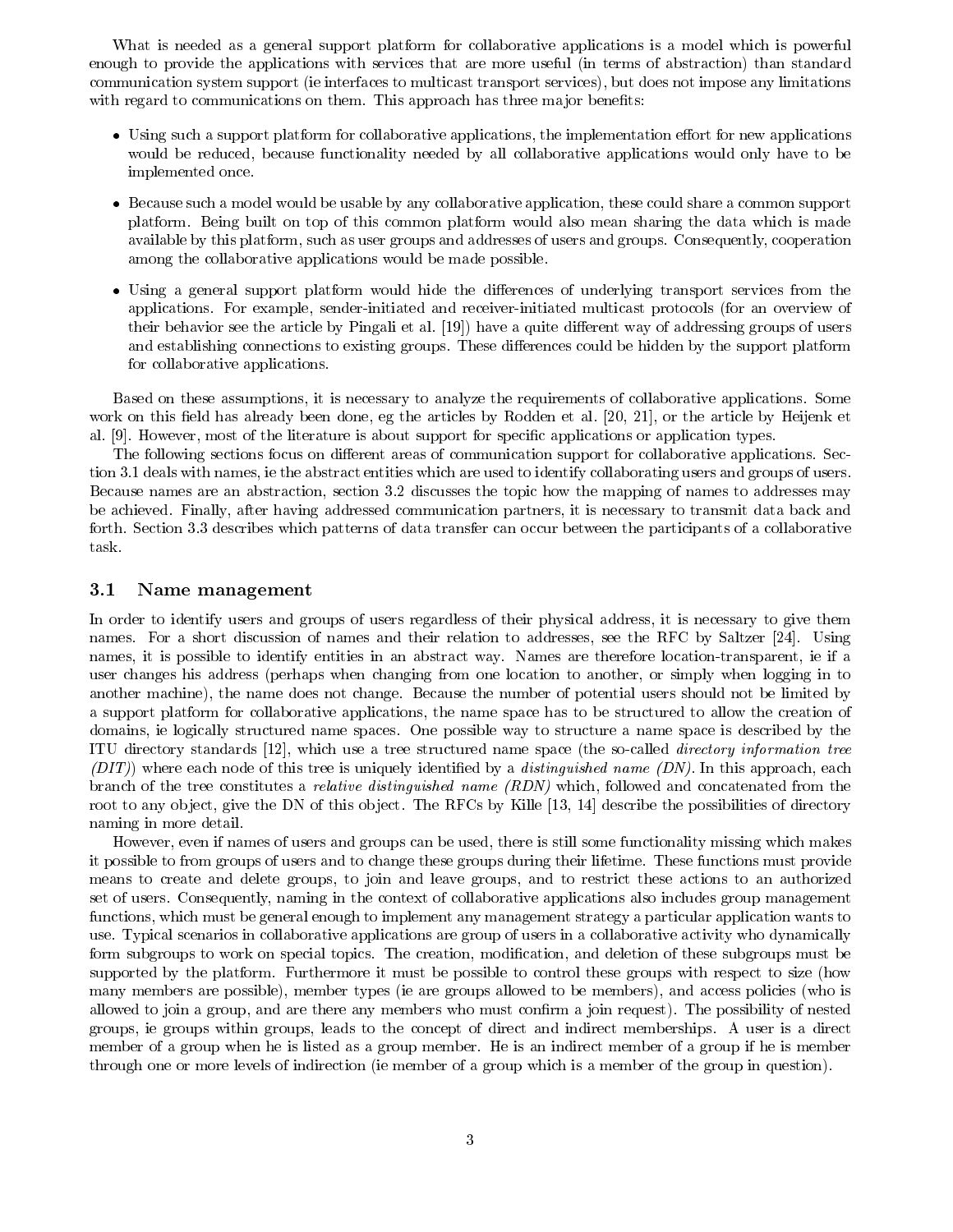What is needed as a general support platform for collaborative applications is a model which is powerful enough to provide the applications with services that are more useful (in terms of abstraction) than standard communication system support (ie interfaces to multicast transport services), but does not impose any limitations with regard to communications on them. This approach has three major benefits:

- Using such a support platform for collaborative applications, the implementation effort for new applications would be reduced, because functionality needed by all collaborative applications would only have to be implemented once.
- Because such a model would be usable by any collaborative application, these could share a common support platform. Being built on top of this common platform would also mean sharing the data which is made available by this platform, such as user groups and addresses of users and groups. Consequently, cooperation among the collaborative applications would be made possible.
- Using a general support platform would hide the differences of underlying transport services from the applications. For example, sender-initiated and receiver-initiated multicast protocols (for an overview of their behavior see the article by Pingali et al. [19]) have a quite different way of addressing groups of users and establishing connections to existing groups. These differences could be hidden by the support platform for collaborative applications.

Based on these assumptions, it is necessary to analyze the requirements of collaborative applications. Some work on this field has already been done, eg the articles by Rodden et al. [20, 21], or the article by Heijenk et al. [9]. However, most of the literature is about support for specific applications or application types.

The following sections focus on different areas of communication support for collaborative applications. Section 3.1 deals with names, ie the abstract entities which are used to identify collaborating users and groups of users. Because names are an abstraction, section 3.2 discusses the topic how the mapping of names to addresses may be achieved. Finally, after having addressed communication partners, it is necessary to transmit data back and forth. Section 3.3 describes which patterns of data transfer can occur between the participants of a collaborative task.

### 3.1 Name management

In order to identify users and groups of users regardless of their physical address, it is necessary to give them names. For a short discussion of names and their relation to addresses, see the RFC by Saltzer [24]. Using names, it is possible to identify entities in an abstract way. Names are therefore location-transparent, ie if a user changes his address (perhaps when changing from one location to another, or simply when logging in to another machine), the name does not change. Because the number of potential users should not be limited by a support platform for collaborative applications, the name space has to be structured to allow the creation of domains, ie logically structured name spaces. One possible way to structure a name space is described by the ITU directory standards [12], which use a tree structured name space (the so-called *directory information tree (DIT)*) where each node of this tree is uniquely identified by a *distinguished name (DN)*. In this approach, each branch of the tree constitutes a *relative distinguished name (RDN)* which, followed and concatenated from the root to any object, give the DN of this object. The RFCs by Kille [13, 14] describe the possibilities of directory naming in more detail.

However, even if names of users and groups can be used, there is still some functionality missing which makes it possible to from groups of users and to change these groups during their lifetime. These functions must provide means to create and delete groups, to join and leave groups, and to restrict these actions to an authorized set of users. Consequently, naming in the context of collaborative applications also includes group management functions, which must be general enough to implement any management strategy a particular application wants to use. Typical scenarios in collaborative applications are group of users in a collaborative activity who dynamically form subgroups to work on special topics. The creation, modification, and deletion of these subgroups must be supported by the platform. Furthermore it must be possible to control these groups with respect to size (how many members are possible), member types (ie are groups allowed to be members), and access policies (who is allowed to join a group, and are there any members who must confirm a join request). The possibility of nested groups, ie groups within groups, leads to the concept of direct and indirect memberships. A user is a direct member of a group when he is listed as a group member. He is an indirect member of a group if he is member through one or more levels of indirection (ie member of a group which is a member of the group in question).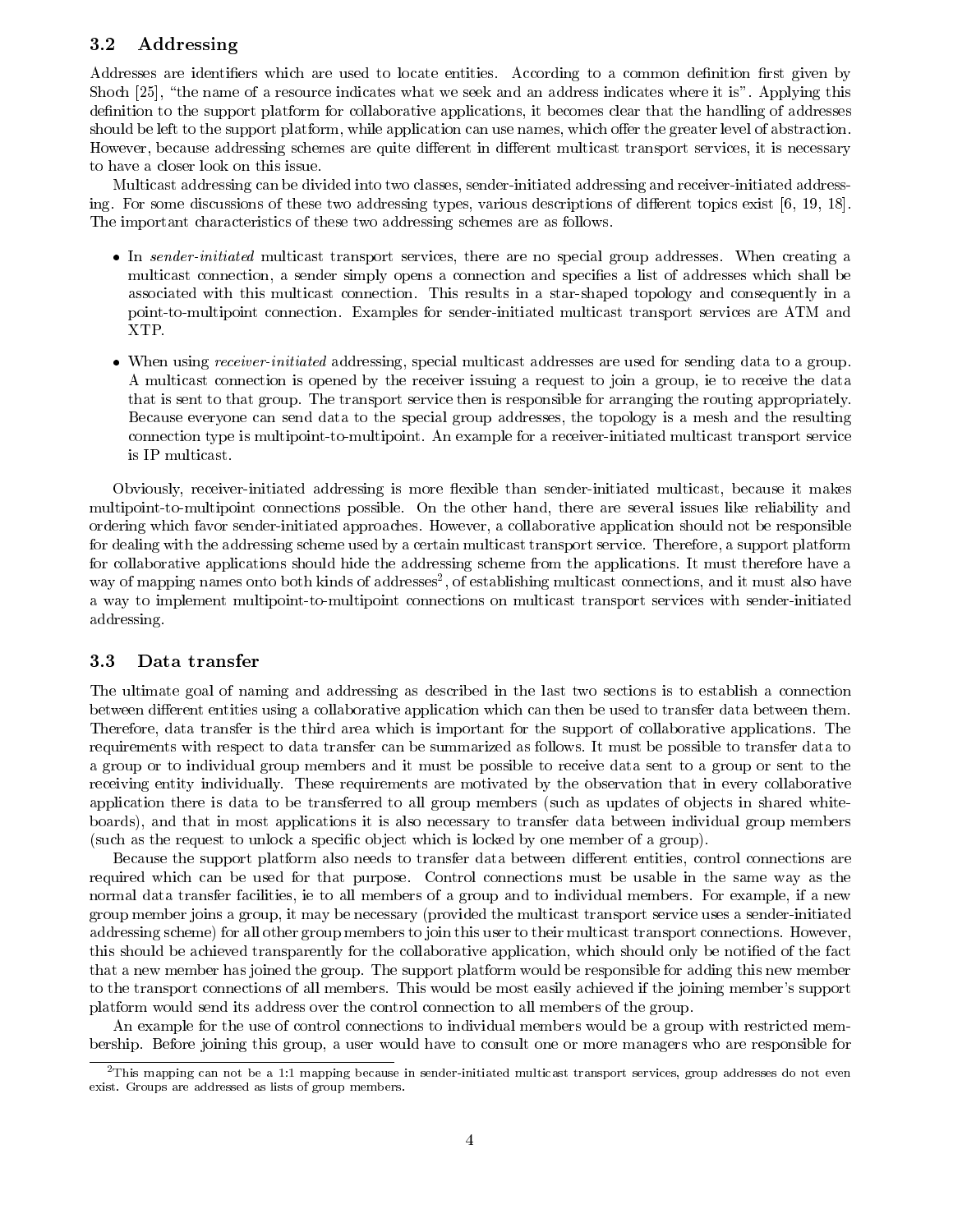### 3.2 Addressing

Addresses are identifiers which are used to locate entities. According to a common definition first given by Shoch [25], "the name of a resource indicates what we seek and an address indicates where it is". Applying this definition to the support platform for collaborative applications, it becomes clear that the handling of addresses should be left to the support platform, while application can use names, which offer the greater level of abstraction. However, because addressing schemes are quite different in different multicast transport services, it is necessary to have a closer look on this issue.

Multicast addressing can be divided into two classes, sender-initiated addressing and receiver-initiated addressing. For some discussions of these two addressing types, various descriptions of different topics exist [6, 19, 18]. The important characteristics of these two addressing schemes are as follows.

- In *sender-initiated* multicast transport services, there are no special group addresses. When creating a multicast connection, a sender simply opens a connection and specifies a list of addresses which shall be associated with this multicast connection. This results in a star-shaped topology and consequently in a point-to-multipoint connection. Examples for sender-initiated multicast transport services are ATM and XTP.
- When using *receiver-initiated* addressing, special multicast addresses are used for sending data to a group. A multicast connection is opened by the receiver issuing a request to join a group, ie to receive the data that is sent to that group. The transport service then is responsible for arranging the routing appropriately. Because everyone can send data to the special group addresses, the topology is a mesh and the resulting connection type is multipoint-to-multipoint. An example for a receiver-initiated multicast transport service is IP multicast.

Obviously, receiver-initiated addressing is more flexible than sender-initiated multicast, because it makes multipoint-to-multipoint connections possible. On the other hand, there are several issues like reliability and ordering which favor sender-initiated approaches. However, a collaborative application should not be responsible for dealing with the addressing scheme used by a certain multicast transport service. Therefore, a support platform for collaborative applications should hide the addressing scheme from the applications. It must therefore have a way of mapping names onto both kinds of addresses[2], of establishing multicast connections, and it must also have a way to implement multipoint-to-multipoint connections on multicast transport services with sender-initiated addressing.

### 3.3 Data transfer

The ultimate goal of naming and addressing as described in the last two sections is to establish a connection between different entities using a collaborative application which can then be used to transfer data between them. Therefore, data transfer is the third area which is important for the support of collaborative applications. The requirements with respect to data transfer can be summarized as follows. It must be possible to transfer data to a group or to individual group members and it must be possible to receive data sent to a group or sent to the receiving entity individually. These requirements are motivated by the observation that in every collaborative application there is data to be transferred to all group members (such as updates of objects in shared whiteboards), and that in most applications it is also necessary to transfer data between individual group members (such as the request to unlock a specific object which is locked by one member of a group).

Because the support platform also needs to transfer data between different entities, control connections are required which can be used for that purpose. Control connections must be usable in the same way as the normal data transfer facilities, ie to all members of a group and to individual members. For example, if a new group member joins a group, it may be necessary (provided the multicast transport service uses a sender-initiated addressing scheme) for all other group members to join this user to their multicast transport connections. However, this should be achieved transparently for the collaborative application, which should only be notified of the fact that a new member has joined the group. The support platform would be responsible for adding this new member to the transport connections of all members. This would be most easily achieved if the joining member's support platform would send its address over the control connection to all members of the group.

An example for the use of control connections to individual members would be a group with restricted membership. Before joining this group, a user would have to consult one or more managers who are responsible for

[2] This mapping can not be a 1:1 mapping because in sender-initiated multicast transport services, group addresses do not even exist. Groups are addressed as lists of group members.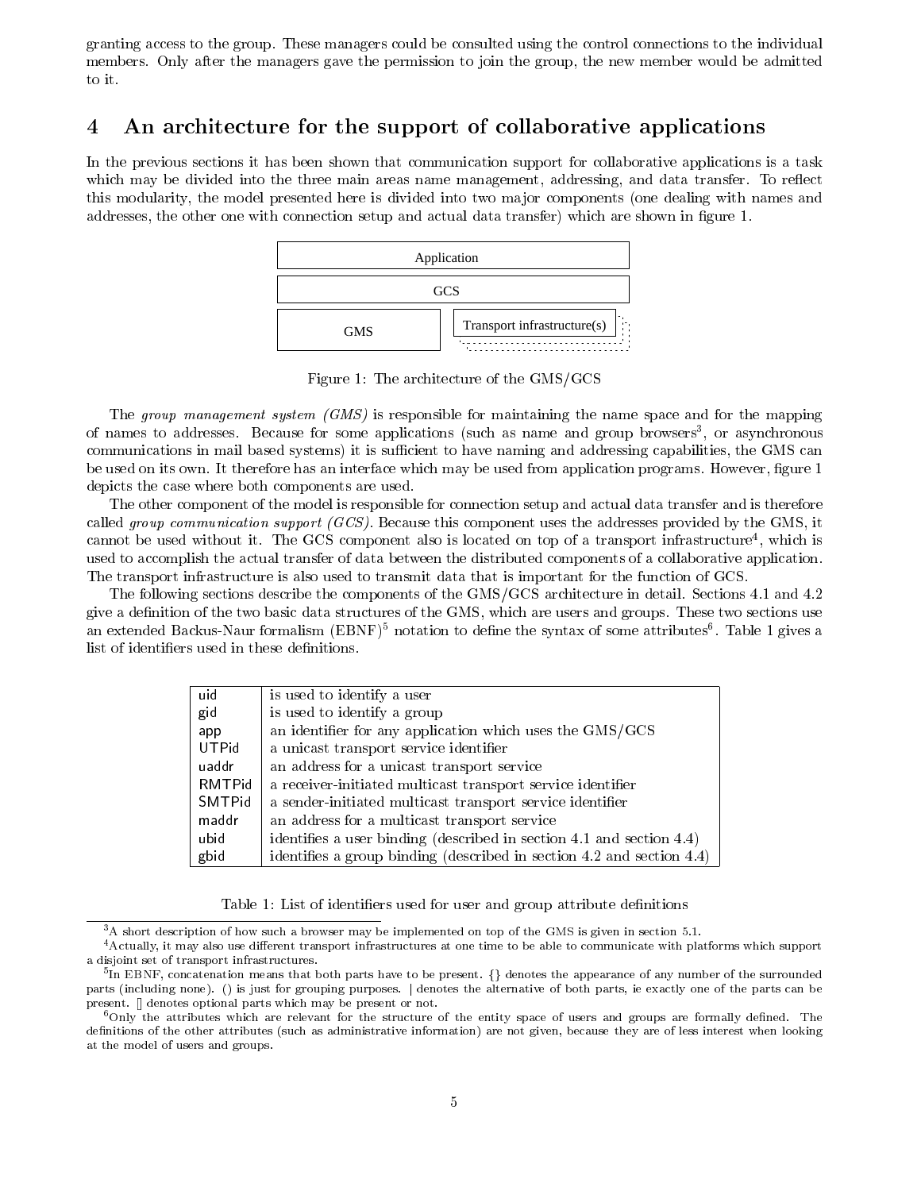granting access to the group. These managers could be consulted using the control connections to the individual members. Only after the managers gave the permission to join the group, the new member would be admitted to it.

## 4 An architecture for the support of collaborative applications

In the previous sections it has been shown that communication support for collaborative applications is a task which may be divided into the three main areas name management, addressing, and data transfer. To reflect this modularity, the model presented here is divided into two major components (one dealing with names and addresses, the other one with connection setup and actual data transfer) which are shown in figure 1.

Application

GCS

GMS

Transport infrastructure(s)

Figure 1: The architecture of the GMS/GCS

The *group management system (GMS)* is responsible for maintaining the name space and for the mapping of names to addresses. Because for some applications (such as name and group browsers[3], or asynchronous communications in mail based systems) it is sufficient to have naming and addressing capabilities, the GMS can be used on its own. It therefore has an interface which may be used from application programs. However, figure 1 depicts the case where both components are used.

The other component of the model is responsible for connection setup and actual data transfer and is therefore called *group communication support (GCS)*. Because this component uses the addresses provided by the GMS, it cannot be used without it. The GCS component also is located on top of a transport infrastructure[4], which is used to accomplish the actual transfer of data between the distributed components of a collaborative application. The transport infrastructure is also used to transmit data that is important for the function of GCS.

The following sections describe the components of the GMS/GCS architecture in detail. Sections 4.1 and 4.2 give a definition of the two basic data structures of the GMS, which are users and groups. These two sections use an extended Backus-Naur formalism (EBNF)[5] notation to define the syntax of some attributes[6]. Table 1 gives a list of identifiers used in these definitions.

| | |
|---|---|
| uid | is used to identify a user |
| gid | is used to identify a group |
| app | an identifier for any application which uses the GMS/GCS |
| UTPid | a unicast transport service identifier |
| uaddr | an address for a unicast transport service |
| RMTPid | a receiver-initiated multicast transport service identifier |
| SMTPid | a sender-initiated multicast transport service identifier |
| maddr | an address for a multicast transport service |
| ubid | identifies a user binding (described in section 4.1 and section 4.4) |
| gbid | identifies a group binding (described in section 4.2 and section 4.4) |

Table 1: List of identifiers used for user and group attribute definitions

[3]A short description of how such a browser may be implemented on top of the GMS is given in section 5.1.

[4]Actually, it may also use different transport infrastructures at one time to be able to communicate with platforms which support a disjoint set of transport infrastructures.

[5]In EBNF, concatenation means that both parts have to be present. {} denotes the appearance of any number of the surrounded parts (including none). () is just for grouping purposes. | denotes the alternative of both parts, ie exactly one of the parts can be present. [] denotes optional parts which may be present or not.

[6]Only the attributes which are relevant for the structure of the entity space of users and groups are formally defined. The definitions of the other attributes (such as administrative information) are not given, because they are of less interest when looking at the model of users and groups.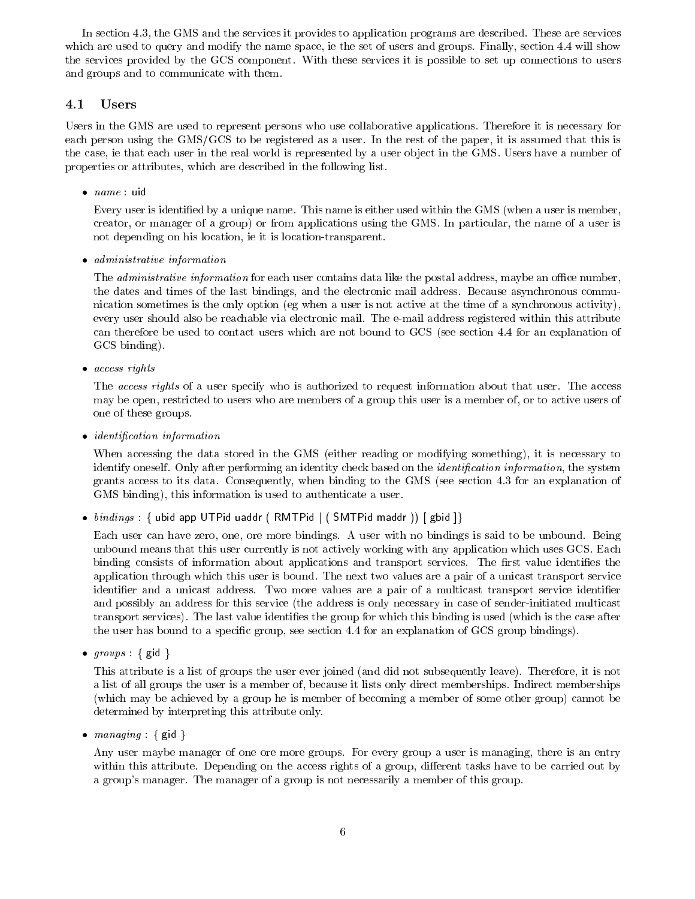In section 4.3, the GMS and the services it provides to application programs are described. These are services which are used to query and modify the name space, ie the set of users and groups. Finally, section 4.4 will show the services provided by the GCS component. With these services it is possible to set up connections to users and groups and to communicate with them.

## 4.1 Users

Users in the GMS are used to represent persons who use collaborative applications. Therefore it is necessary for each person using the GMS/GCS to be registered as a user. In the rest of the paper, it is assumed that this is the case, ie that each user in the real world is represented by a user object in the GMS. Users have a number of properties or attributes, which are described in the following list.

- *name* : uid

  Every user is identified by a unique name. This name is either used within the GMS (when a user is member, creator, or manager of a group) or from applications using the GMS. In particular, the name of a user is not depending on his location, ie it is location-transparent.

- *administrative information*

  The *administrative information* for each user contains data like the postal address, maybe an office number, the dates and times of the last bindings, and the electronic mail address. Because asynchronous communication sometimes is the only option (eg when a user is not active at the time of a synchronous activity), every user should also be reachable via electronic mail. The e-mail address registered within this attribute can therefore be used to contact users which are not bound to GCS (see section 4.4 for an explanation of GCS binding).

- *access rights*

  The *access rights* of a user specify who is authorized to request information about that user. The access may be open, restricted to users who are members of a group this user is a member of, or to active users of one of these groups.

- *identification information*

  When accessing the data stored in the GMS (either reading or modifying something), it is necessary to identify oneself. Only after performing an identity check based on the *identification information*, the system grants access to its data. Consequently, when binding to the GMS (see section 4.3 for an explanation of GMS binding), this information is used to authenticate a user.

- *bindings* : { ubid app UTPid uaddr ( RMTPid | ( SMTPid maddr )) [ gbid ]}

  Each user can have zero, one, ore more bindings. A user with no bindings is said to be unbound. Being unbound means that this user currently is not actively working with any application which uses GCS. Each binding consists of information about applications and transport services. The first value identifies the application through which this user is bound. The next two values are a pair of a unicast transport service identifier and a unicast address. Two more values are a pair of a multicast transport service identifier and possibly an address for this service (the address is only necessary in case of sender-initiated multicast transport services). The last value identifies the group for which this binding is used (which is the case after the user has bound to a specific group, see section 4.4 for an explanation of GCS group bindings).

- *groups* : { gid }

  This attribute is a list of groups the user ever joined (and did not subsequently leave). Therefore, it is not a list of all groups the user is a member of, because it lists only direct memberships. Indirect memberships (which may be achieved by a group he is member of becoming a member of some other group) cannot be determined by interpreting this attribute only.

- *managing* : { gid }

  Any user maybe manager of one ore more groups. For every group a user is managing, there is an entry within this attribute. Depending on the access rights of a group, different tasks have to be carried out by a group's manager. The manager of a group is not necessarily a member of this group.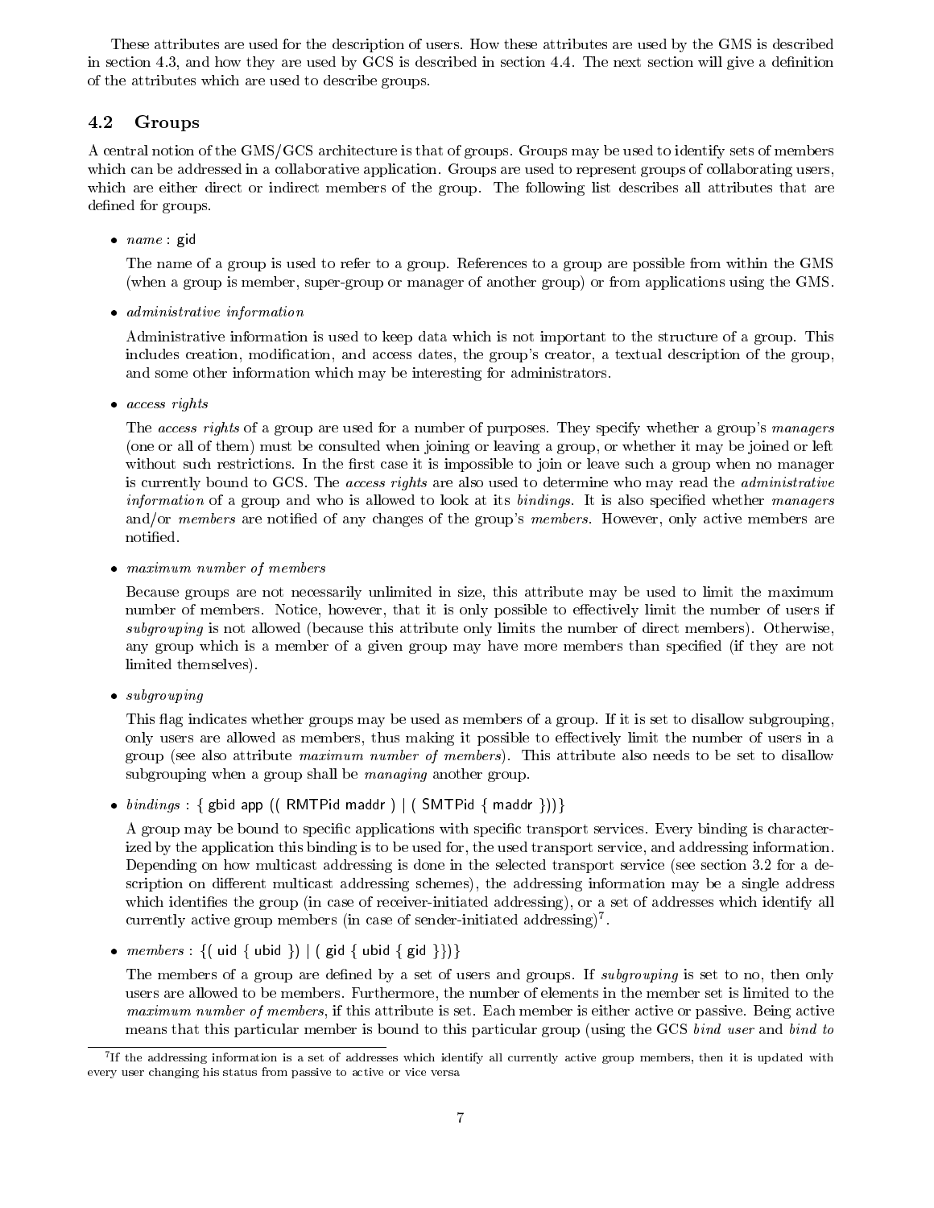These attributes are used for the description of users. How these attributes are used by the GMS is described in section 4.3, and how they are used by GCS is described in section 4.4. The next section will give a definition of the attributes which are used to describe groups.

## 4.2 Groups

A central notion of the GMS/GCS architecture is that of groups. Groups may be used to identify sets of members which can be addressed in a collaborative application. Groups are used to represent groups of collaborating users, which are either direct or indirect members of the group. The following list describes all attributes that are defined for groups.

- *name* : gid

  The name of a group is used to refer to a group. References to a group are possible from within the GMS (when a group is member, super-group or manager of another group) or from applications using the GMS.

- *administrative information*

  Administrative information is used to keep data which is not important to the structure of a group. This includes creation, modification, and access dates, the group's creator, a textual description of the group, and some other information which may be interesting for administrators.

- *access rights*

  The *access rights* of a group are used for a number of purposes. They specify whether a group's *managers* (one or all of them) must be consulted when joining or leaving a group, or whether it may be joined or left without such restrictions. In the first case it is impossible to join or leave such a group when no manager is currently bound to GCS. The *access rights* are also used to determine who may read the *administrative information* of a group and who is allowed to look at its *bindings*. It is also specified whether *managers* and/or *members* are notified of any changes of the group's *members*. However, only active members are notified.

- *maximum number of members*

  Because groups are not necessarily unlimited in size, this attribute may be used to limit the maximum number of members. Notice, however, that it is only possible to effectively limit the number of users if *subgrouping* is not allowed (because this attribute only limits the number of direct members). Otherwise, any group which is a member of a given group may have more members than specified (if they are not limited themselves).

- *subgrouping*

  This flag indicates whether groups may be used as members of a group. If it is set to disallow subgrouping, only users are allowed as members, thus making it possible to effectively limit the number of users in a group (see also attribute *maximum number of members*). This attribute also needs to be set to disallow subgrouping when a group shall be *managing* another group.

- *bindings* : { gbid app (( RMTPid maddr ) | ( SMTPid { maddr }))}

  A group may be bound to specific applications with specific transport services. Every binding is characterized by the application this binding is to be used for, the used transport service, and addressing information. Depending on how multicast addressing is done in the selected transport service (see section 3.2 for a description on different multicast addressing schemes), the addressing information may be a single address which identifies the group (in case of receiver-initiated addressing), or a set of addresses which identify all currently active group members (in case of sender-initiated addressing)[7].

- *members* : {( uid { ubid }) | ( gid { ubid { gid }})}

  The members of a group are defined by a set of users and groups. If *subgrouping* is set to no, then only users are allowed to be members. Furthermore, the number of elements in the member set is limited to the *maximum number of members*, if this attribute is set. Each member is either active or passive. Being active means that this particular member is bound to this particular group (using the GCS *bind user* and *bind to*

[7] If the addressing information is a set of addresses which identify all currently active group members, then it is updated with every user changing his status from passive to active or vice versa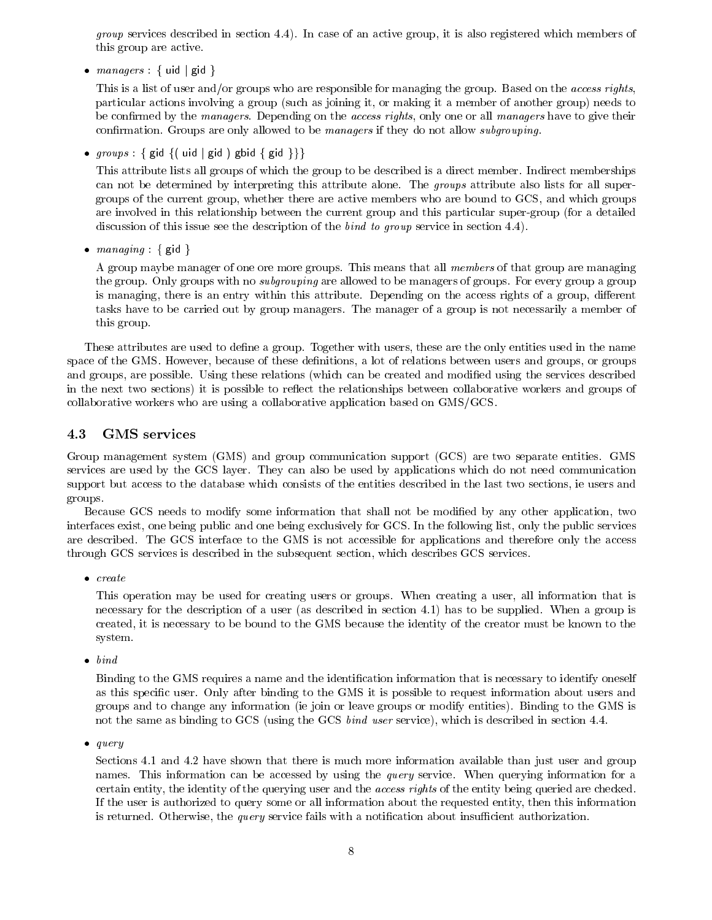*group* services described in section 4.4). In case of an active group, it is also registered which members of this group are active.

- *managers* : { uid | gid }

  This is a list of user and/or groups who are responsible for managing the group. Based on the *access rights*, particular actions involving a group (such as joining it, or making it a member of another group) needs to be confirmed by the *managers*. Depending on the *access rights*, only one or all *managers* have to give their confirmation. Groups are only allowed to be *managers* if they do not allow *subgrouping*.

- *groups* : { gid {( uid | gid ) gbid { gid }}}

  This attribute lists all groups of which the group to be described is a direct member. Indirect memberships can not be determined by interpreting this attribute alone. The *groups* attribute also lists for all super-groups of the current group, whether there are active members who are bound to GCS, and which groups are involved in this relationship between the current group and this particular super-group (for a detailed discussion of this issue see the description of the *bind to group* service in section 4.4).

- *managing* : { gid }

  A group maybe manager of one ore more groups. This means that all *members* of that group are managing the group. Only groups with no *subgrouping* are allowed to be managers of groups. For every group a group is managing, there is an entry within this attribute. Depending on the access rights of a group, different tasks have to be carried out by group managers. The manager of a group is not necessarily a member of this group.

These attributes are used to define a group. Together with users, these are the only entities used in the name space of the GMS. However, because of these definitions, a lot of relations between users and groups, or groups and groups, are possible. Using these relations (which can be created and modified using the services described in the next two sections) it is possible to reflect the relationships between collaborative workers and groups of collaborative workers who are using a collaborative application based on GMS/GCS.

### 4.3 GMS services

Group management system (GMS) and group communication support (GCS) are two separate entities. GMS services are used by the GCS layer. They can also be used by applications which do not need communication support but access to the database which consists of the entities described in the last two sections, ie users and groups.

Because GCS needs to modify some information that shall not be modified by any other application, two interfaces exist, one being public and one being exclusively for GCS. In the following list, only the public services are described. The GCS interface to the GMS is not accessible for applications and therefore only the access through GCS services is described in the subsequent section, which describes GCS services.

- *create*

  This operation may be used for creating users or groups. When creating a user, all information that is necessary for the description of a user (as described in section 4.1) has to be supplied. When a group is created, it is necessary to be bound to the GMS because the identity of the creator must be known to the system.

- *bind*

  Binding to the GMS requires a name and the identification information that is necessary to identify oneself as this specific user. Only after binding to the GMS it is possible to request information about users and groups and to change any information (ie join or leave groups or modify entities). Binding to the GMS is not the same as binding to GCS (using the GCS *bind user* service), which is described in section 4.4.

- *query*

  Sections 4.1 and 4.2 have shown that there is much more information available than just user and group names. This information can be accessed by using the *query* service. When querying information for a certain entity, the identity of the querying user and the *access rights* of the entity being queried are checked. If the user is authorized to query some or all information about the requested entity, then this information is returned. Otherwise, the *query* service fails with a notification about insufficient authorization.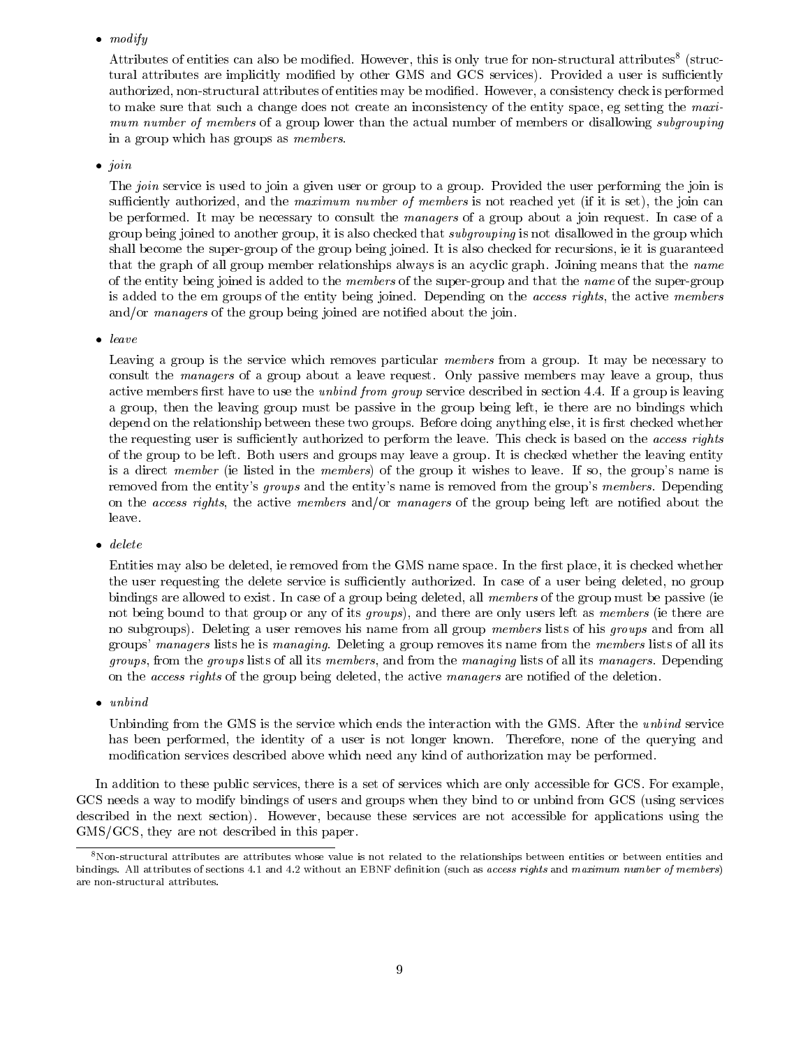- *modify*

  Attributes of entities can also be modified. However, this is only true for non-structural attributes[8] (structural attributes are implicitly modified by other GMS and GCS services). Provided a user is sufficiently authorized, non-structural attributes of entities may be modified. However, a consistency check is performed to make sure that such a change does not create an inconsistency of the entity space, eg setting the *maximum number of members* of a group lower than the actual number of members or disallowing *subgrouping* in a group which has groups as *members*.

- *join*

  The *join* service is used to join a given user or group to a group. Provided the user performing the join is sufficiently authorized, and the *maximum number of members* is not reached yet (if it is set), the join can be performed. It may be necessary to consult the *managers* of a group about a join request. In case of a group being joined to another group, it is also checked that *subgrouping* is not disallowed in the group which shall become the super-group of the group being joined. It is also checked for recursions, ie it is guaranteed that the graph of all group member relationships always is an acyclic graph. Joining means that the *name* of the entity being joined is added to the *members* of the super-group and that the *name* of the super-group is added to the em groups of the entity being joined. Depending on the *access rights*, the active *members* and/or *managers* of the group being joined are notified about the join.

- *leave*

  Leaving a group is the service which removes particular *members* from a group. It may be necessary to consult the *managers* of a group about a leave request. Only passive members may leave a group, thus active members first have to use the *unbind from group* service described in section 4.4. If a group is leaving a group, then the leaving group must be passive in the group being left, ie there are no bindings which depend on the relationship between these two groups. Before doing anything else, it is first checked whether the requesting user is sufficiently authorized to perform the leave. This check is based on the *access rights* of the group to be left. Both users and groups may leave a group. It is checked whether the leaving entity is a direct *member* (ie listed in the *members*) of the group it wishes to leave. If so, the group's name is removed from the entity's *groups* and the entity's name is removed from the group's *members*. Depending on the *access rights*, the active *members* and/or *managers* of the group being left are notified about the leave.

- *delete*

  Entities may also be deleted, ie removed from the GMS name space. In the first place, it is checked whether the user requesting the delete service is sufficiently authorized. In case of a user being deleted, no group bindings are allowed to exist. In case of a group being deleted, all *members* of the group must be passive (ie not being bound to that group or any of its *groups*), and there are only users left as *members* (ie there are no subgroups). Deleting a user removes his name from all group *members* lists of his *groups* and from all groups' *managers* lists he is *managing*. Deleting a group removes its name from the *members* lists of all its *groups*, from the *groups* lists of all its *members*, and from the *managing* lists of all its *managers*. Depending on the *access rights* of the group being deleted, the active *managers* are notified of the deletion.

- *unbind*

  Unbinding from the GMS is the service which ends the interaction with the GMS. After the *unbind* service has been performed, the identity of a user is not longer known. Therefore, none of the querying and modification services described above which need any kind of authorization may be performed.

In addition to these public services, there is a set of services which are only accessible for GCS. For example, GCS needs a way to modify bindings of users and groups when they bind to or unbind from GCS (using services described in the next section). However, because these services are not accessible for applications using the GMS/GCS, they are not described in this paper.

[8] Non-structural attributes are attributes whose value is not related to the relationships between entities or between entities and bindings. All attributes of sections 4.1 and 4.2 without an EBNF definition (such as *access rights* and *maximum number of members*) are non-structural attributes.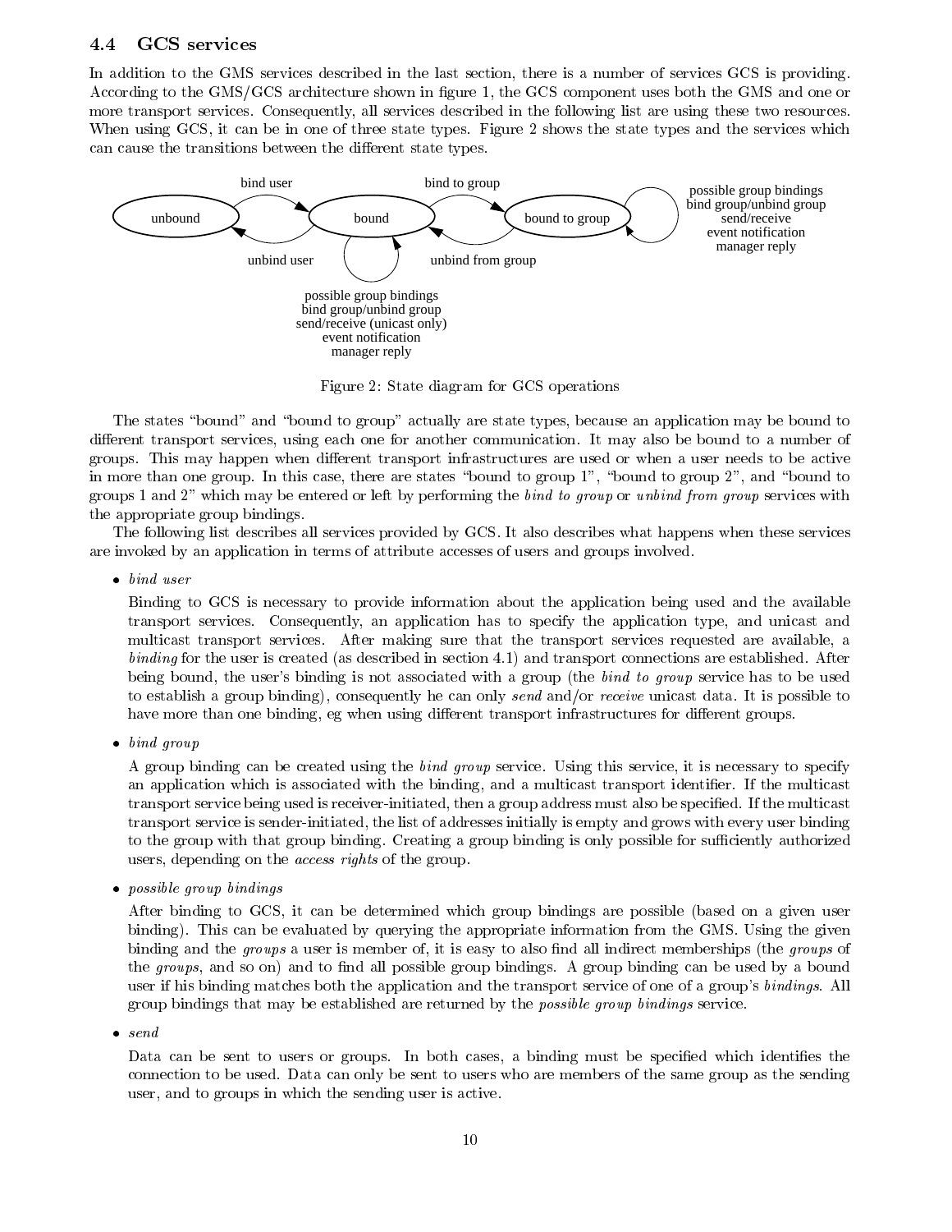## 4.4 GCS services

In addition to the GMS services described in the last section, there is a number of services GCS is providing. According to the GMS/GCS architecture shown in figure 1, the GCS component uses both the GMS and one or more transport services. Consequently, all services described in the following list are using these two resources. When using GCS, it can be in one of three state types. Figure 2 shows the state types and the services which can cause the transitions between the different state types.

bind user
bind to group
unbound
bound
bound to group
unbind user
unbind from group
possible group bindings
bind group/unbind group
send/receive (unicast only)
event notification
manager reply
possible group bindings
bind group/unbind group
send/receive
event notification
manager reply

Figure 2: State diagram for GCS operations

The states "bound" and "bound to group" actually are state types, because an application may be bound to different transport services, using each one for another communication. It may also be bound to a number of groups. This may happen when different transport infrastructures are used or when a user needs to be active in more than one group. In this case, there are states "bound to group 1", "bound to group 2", and "bound to groups 1 and 2" which may be entered or left by performing the *bind to group* or *unbind from group* services with the appropriate group bindings.

The following list describes all services provided by GCS. It also describes what happens when these services are invoked by an application in terms of attribute accesses of users and groups involved.

- *bind user*

  Binding to GCS is necessary to provide information about the application being used and the available transport services. Consequently, an application has to specify the application type, and unicast and multicast transport services. After making sure that the transport services requested are available, a *binding* for the user is created (as described in section 4.1) and transport connections are established. After being bound, the user's binding is not associated with a group (the *bind to group* service has to be used to establish a group binding), consequently he can only *send* and/or *receive* unicast data. It is possible to have more than one binding, eg when using different transport infrastructures for different groups.

- *bind group*

  A group binding can be created using the *bind group* service. Using this service, it is necessary to specify an application which is associated with the binding, and a multicast transport identifier. If the multicast transport service being used is receiver-initiated, then a group address must also be specified. If the multicast transport service is sender-initiated, the list of addresses initially is empty and grows with every user binding to the group with that group binding. Creating a group binding is only possible for sufficiently authorized users, depending on the *access rights* of the group.

- *possible group bindings*

  After binding to GCS, it can be determined which group bindings are possible (based on a given user binding). This can be evaluated by querying the appropriate information from the GMS. Using the given binding and the *groups* a user is member of, it is easy to also find all indirect memberships (the *groups* of the *groups*, and so on) and to find all possible group bindings. A group binding can be used by a bound user if his binding matches both the application and the transport service of one of a group's *bindings*. All group bindings that may be established are returned by the *possible group bindings* service.

- *send*

  Data can be sent to users or groups. In both cases, a binding must be specified which identifies the connection to be used. Data can only be sent to users who are members of the same group as the sending user, and to groups in which the sending user is active.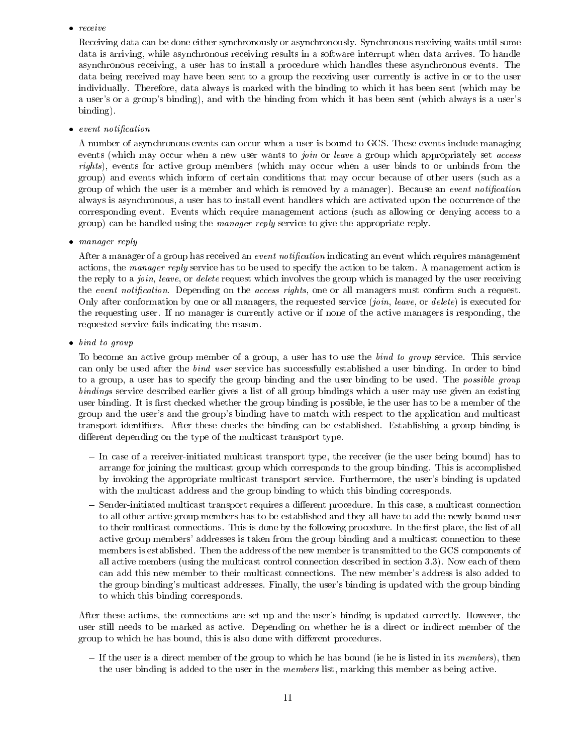- *receive*

  Receiving data can be done either synchronously or asynchronously. Synchronous receiving waits until some data is arriving, while asynchronous receiving results in a software interrupt when data arrives. To handle asynchronous receiving, a user has to install a procedure which handles these asynchronous events. The data being received may have been sent to a group the receiving user currently is active in or to the user individually. Therefore, data always is marked with the binding to which it has been sent (which may be a user's or a group's binding), and with the binding from which it has been sent (which always is a user's binding).

- *event notification*

  A number of asynchronous events can occur when a user is bound to GCS. These events include managing events (which may occur when a new user wants to *join* or *leave* a group which appropriately set *access rights*), events for active group members (which may occur when a user binds to or unbinds from the group) and events which inform of certain conditions that may occur because of other users (such as a group of which the user is a member and which is removed by a manager). Because an *event notification* always is asynchronous, a user has to install event handlers which are activated upon the occurrence of the corresponding event. Events which require management actions (such as allowing or denying access to a group) can be handled using the *manager reply* service to give the appropriate reply.

- *manager reply*

  After a manager of a group has received an *event notification* indicating an event which requires management actions, the *manager reply* service has to be used to specify the action to be taken. A management action is the reply to a *join*, *leave*, or *delete* request which involves the group which is managed by the user receiving the *event notification*. Depending on the *access rights*, one or all managers must confirm such a request. Only after conformation by one or all managers, the requested service (*join*, *leave*, or *delete*) is executed for the requesting user. If no manager is currently active or if none of the active managers is responding, the requested service fails indicating the reason.

- *bind to group*

  To become an active group member of a group, a user has to use the *bind to group* service. This service can only be used after the *bind user* service has successfully established a user binding. In order to bind to a group, a user has to specify the group binding and the user binding to be used. The *possible group bindings* service described earlier gives a list of all group bindings which a user may use given an existing user binding. It is first checked whether the group binding is possible, ie the user has to be a member of the group and the user's and the group's binding have to match with respect to the application and multicast transport identifiers. After these checks the binding can be established. Establishing a group binding is different depending on the type of the multicast transport type.

  - In case of a receiver-initiated multicast transport type, the receiver (ie the user being bound) has to arrange for joining the multicast group which corresponds to the group binding. This is accomplished by invoking the appropriate multicast transport service. Furthermore, the user's binding is updated with the multicast address and the group binding to which this binding corresponds.
  - Sender-initiated multicast transport requires a different procedure. In this case, a multicast connection to all other active group members has to be established and they all have to add the newly bound user to their multicast connections. This is done by the following procedure. In the first place, the list of all active group members' addresses is taken from the group binding and a multicast connection to these members is established. Then the address of the new member is transmitted to the GCS components of all active members (using the multicast control connection described in section 3.3). Now each of them can add this new member to their multicast connections. The new member's address is also added to the group binding's multicast addresses. Finally, the user's binding is updated with the group binding to which this binding corresponds.

  After these actions, the connections are set up and the user's binding is updated correctly. However, the user still needs to be marked as active. Depending on whether he is a direct or indirect member of the group to which he has bound, this is also done with different procedures.

  - If the user is a direct member of the group to which he has bound (ie he is listed in its *members*), then the user binding is added to the user in the *members* list, marking this member as being active.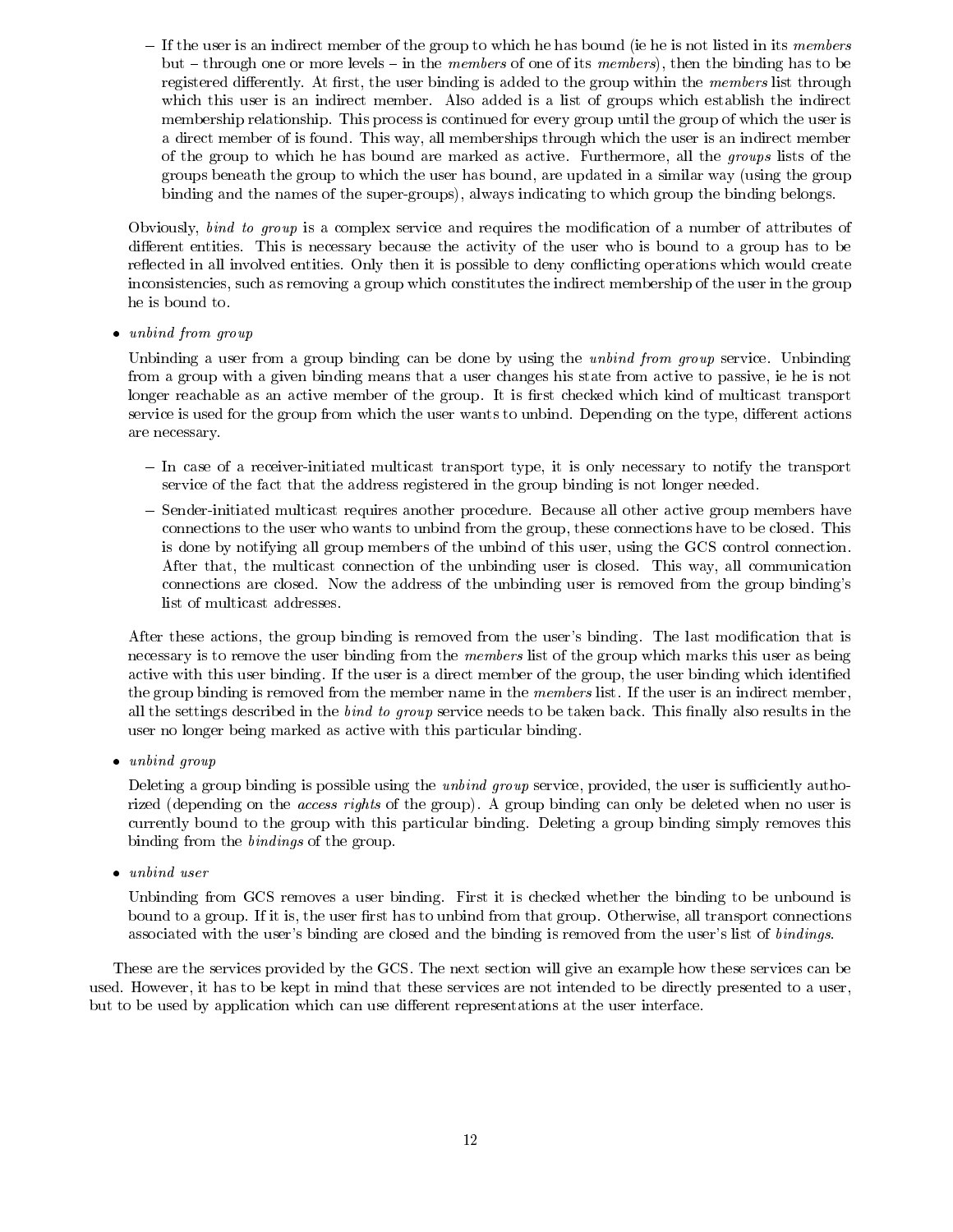- If the user is an indirect member of the group to which he has bound (ie he is not listed in its *members* but – through one or more levels – in the *members* of one of its *members*), then the binding has to be registered differently. At first, the user binding is added to the group within the *members* list through which this user is an indirect member. Also added is a list of groups which establish the indirect membership relationship. This process is continued for every group until the group of which the user is a direct member of is found. This way, all memberships through which the user is an indirect member of the group to which he has bound are marked as active. Furthermore, all the *groups* lists of the groups beneath the group to which the user has bound, are updated in a similar way (using the group binding and the names of the super-groups), always indicating to which group the binding belongs.

  Obviously, *bind to group* is a complex service and requires the modification of a number of attributes of different entities. This is necessary because the activity of the user who is bound to a group has to be reflected in all involved entities. Only then it is possible to deny conflicting operations which would create inconsistencies, such as removing a group which constitutes the indirect membership of the user in the group he is bound to.

- *unbind from group*

  Unbinding a user from a group binding can be done by using the *unbind from group* service. Unbinding from a group with a given binding means that a user changes his state from active to passive, ie he is not longer reachable as an active member of the group. It is first checked which kind of multicast transport service is used for the group from which the user wants to unbind. Depending on the type, different actions are necessary.

  - In case of a receiver-initiated multicast transport type, it is only necessary to notify the transport service of the fact that the address registered in the group binding is not longer needed.
  - Sender-initiated multicast requires another procedure. Because all other active group members have connections to the user who wants to unbind from the group, these connections have to be closed. This is done by notifying all group members of the unbind of this user, using the GCS control connection. After that, the multicast connection of the unbinding user is closed. This way, all communication connections are closed. Now the address of the unbinding user is removed from the group binding's list of multicast addresses.

  After these actions, the group binding is removed from the user's binding. The last modification that is necessary is to remove the user binding from the *members* list of the group which marks this user as being active with this user binding. If the user is a direct member of the group, the user binding which identified the group binding is removed from the member name in the *members* list. If the user is an indirect member, all the settings described in the *bind to group* service needs to be taken back. This finally also results in the user no longer being marked as active with this particular binding.

- *unbind group*

  Deleting a group binding is possible using the *unbind group* service, provided, the user is sufficiently authorized (depending on the *access rights* of the group). A group binding can only be deleted when no user is currently bound to the group with this particular binding. Deleting a group binding simply removes this binding from the *bindings* of the group.

- *unbind user*

  Unbinding from GCS removes a user binding. First it is checked whether the binding to be unbound is bound to a group. If it is, the user first has to unbind from that group. Otherwise, all transport connections associated with the user's binding are closed and the binding is removed from the user's list of *bindings*.

These are the services provided by the GCS. The next section will give an example how these services can be used. However, it has to be kept in mind that these services are not intended to be directly presented to a user, but to be used by application which can use different representations at the user interface.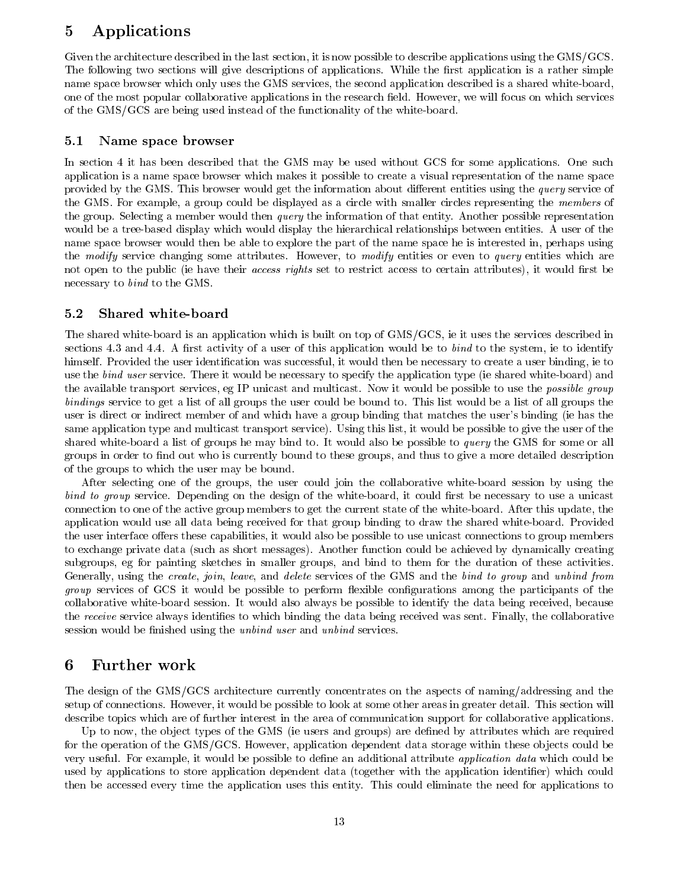# 5 Applications

Given the architecture described in the last section, it is now possible to describe applications using the GMS/GCS. The following two sections will give descriptions of applications. While the first application is a rather simple name space browser which only uses the GMS services, the second application described is a shared white-board, one of the most popular collaborative applications in the research field. However, we will focus on which services of the GMS/GCS are being used instead of the functionality of the white-board.

## 5.1 Name space browser

In section 4 it has been described that the GMS may be used without GCS for some applications. One such application is a name space browser which makes it possible to create a visual representation of the name space provided by the GMS. This browser would get the information about different entities using the *query* service of the GMS. For example, a group could be displayed as a circle with smaller circles representing the *members* of the group. Selecting a member would then *query* the information of that entity. Another possible representation would be a tree-based display which would display the hierarchical relationships between entities. A user of the name space browser would then be able to explore the part of the name space he is interested in, perhaps using the *modify* service changing some attributes. However, to *modify* entities or even to *query* entities which are not open to the public (ie have their *access rights* set to restrict access to certain attributes), it would first be necessary to *bind* to the GMS.

## 5.2 Shared white-board

The shared white-board is an application which is built on top of GMS/GCS, ie it uses the services described in sections 4.3 and 4.4. A first activity of a user of this application would be to *bind* to the system, ie to identify himself. Provided the user identification was successful, it would then be necessary to create a user binding, ie to use the *bind user* service. There it would be necessary to specify the application type (ie shared white-board) and the available transport services, eg IP unicast and multicast. Now it would be possible to use the *possible group bindings* service to get a list of all groups the user could be bound to. This list would be a list of all groups the user is direct or indirect member of and which have a group binding that matches the user's binding (ie has the same application type and multicast transport service). Using this list, it would be possible to give the user of the shared white-board a list of groups he may bind to. It would also be possible to *query* the GMS for some or all groups in order to find out who is currently bound to these groups, and thus to give a more detailed description of the groups to which the user may be bound.

After selecting one of the groups, the user could join the collaborative white-board session by using the *bind to group* service. Depending on the design of the white-board, it could first be necessary to use a unicast connection to one of the active group members to get the current state of the white-board. After this update, the application would use all data being received for that group binding to draw the shared white-board. Provided the user interface offers these capabilities, it would also be possible to use unicast connections to group members to exchange private data (such as short messages). Another function could be achieved by dynamically creating subgroups, eg for painting sketches in smaller groups, and bind to them for the duration of these activities. Generally, using the *create*, *join*, *leave*, and *delete* services of the GMS and the *bind to group* and *unbind from group* services of GCS it would be possible to perform flexible configurations among the participants of the collaborative white-board session. It would also always be possible to identify the data being received, because the *receive* service always identifies to which binding the data being received was sent. Finally, the collaborative session would be finished using the *unbind user* and *unbind* services.

# 6 Further work

The design of the GMS/GCS architecture currently concentrates on the aspects of naming/addressing and the setup of connections. However, it would be possible to look at some other areas in greater detail. This section will describe topics which are of further interest in the area of communication support for collaborative applications.

Up to now, the object types of the GMS (ie users and groups) are defined by attributes which are required for the operation of the GMS/GCS. However, application dependent data storage within these objects could be very useful. For example, it would be possible to define an additional attribute *application data* which could be used by applications to store application dependent data (together with the application identifier) which could then be accessed every time the application uses this entity. This could eliminate the need for applications to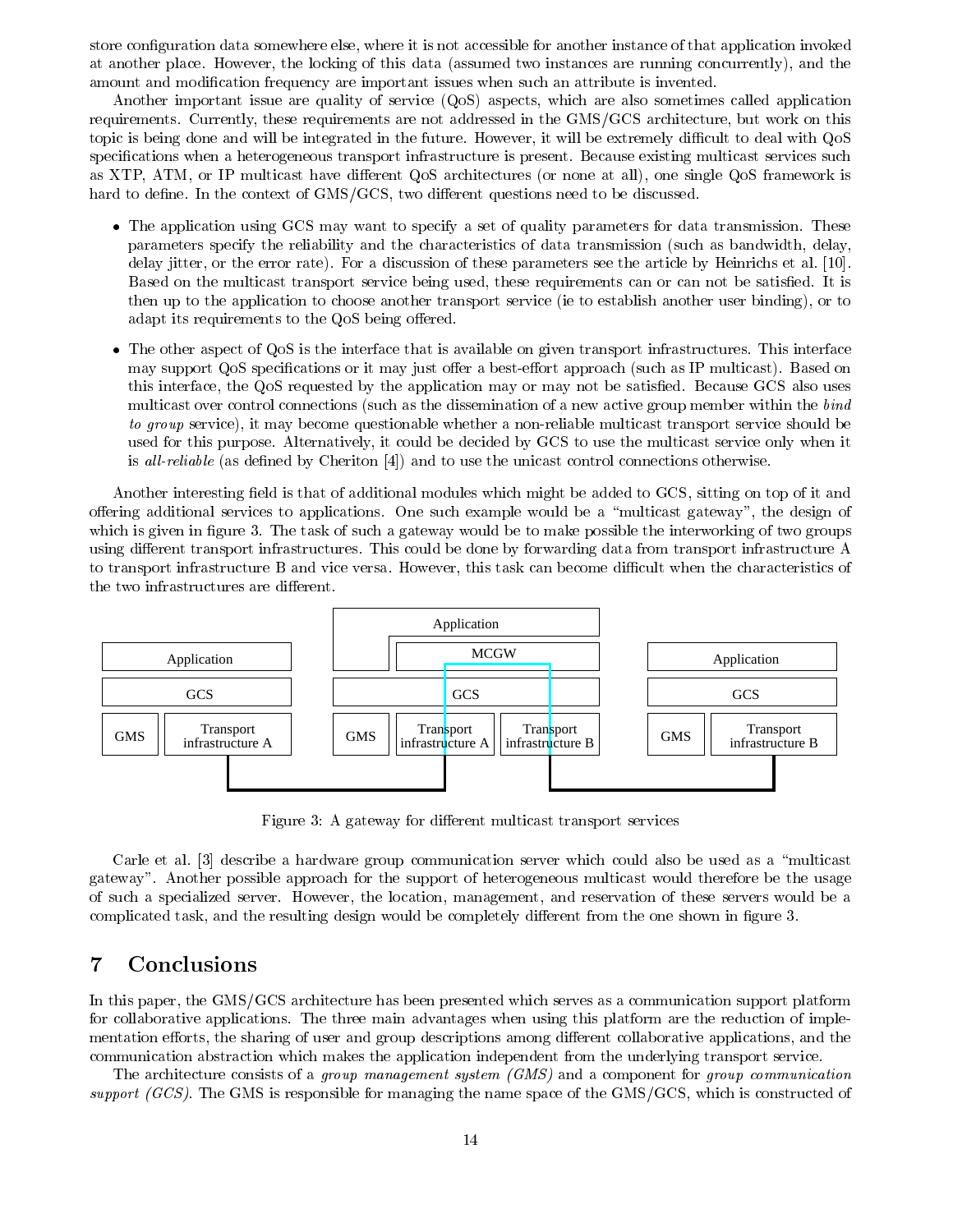store configuration data somewhere else, where it is not accessible for another instance of that application invoked at another place. However, the locking of this data (assumed two instances are running concurrently), and the amount and modification frequency are important issues when such an attribute is invented.

Another important issue are quality of service (QoS) aspects, which are also sometimes called application requirements. Currently, these requirements are not addressed in the GMS/GCS architecture, but work on this topic is being done and will be integrated in the future. However, it will be extremely difficult to deal with QoS specifications when a heterogeneous transport infrastructure is present. Because existing multicast services such as XTP, ATM, or IP multicast have different QoS architectures (or none at all), one single QoS framework is hard to define. In the context of GMS/GCS, two different questions need to be discussed.

- The application using GCS may want to specify a set of quality parameters for data transmission. These parameters specify the reliability and the characteristics of data transmission (such as bandwidth, delay, delay jitter, or the error rate). For a discussion of these parameters see the article by Heinrichs et al. [10]. Based on the multicast transport service being used, these requirements can or can not be satisfied. It is then up to the application to choose another transport service (ie to establish another user binding), or to adapt its requirements to the QoS being offered.
- The other aspect of QoS is the interface that is available on given transport infrastructures. This interface may support QoS specifications or it may just offer a best-effort approach (such as IP multicast). Based on this interface, the QoS requested by the application may or may not be satisfied. Because GCS also uses multicast over control connections (such as the dissemination of a new active group member within the *bind to group* service), it may become questionable whether a non-reliable multicast transport service should be used for this purpose. Alternatively, it could be decided by GCS to use the multicast service only when it is *all-reliable* (as defined by Cheriton [4]) and to use the unicast control connections otherwise.

Another interesting field is that of additional modules which might be added to GCS, sitting on top of it and offering additional services to applications. One such example would be a "multicast gateway", the design of which is given in figure 3. The task of such a gateway would be to make possible the interworking of two groups using different transport infrastructures. This could be done by forwarding data from transport infrastructure A to transport infrastructure B and vice versa. However, this task can become difficult when the characteristics of the two infrastructures are different.

Application
GCS
GMS
Transport infrastructure A

Application
MCGW
GCS
GMS
Transport infrastructure A
Transport infrastructure B

Application
GCS
GMS
Transport infrastructure B

Figure 3: A gateway for different multicast transport services

Carle et al. [3] describe a hardware group communication server which could also be used as a "multicast gateway". Another possible approach for the support of heterogeneous multicast would therefore be the usage of such a specialized server. However, the location, management, and reservation of these servers would be a complicated task, and the resulting design would be completely different from the one shown in figure 3.

# 7 Conclusions

In this paper, the GMS/GCS architecture has been presented which serves as a communication support platform for collaborative applications. The three main advantages when using this platform are the reduction of implementation efforts, the sharing of user and group descriptions among different collaborative applications, and the communication abstraction which makes the application independent from the underlying transport service.

The architecture consists of a *group management system (GMS)* and a component for *group communication support (GCS)*. The GMS is responsible for managing the name space of the GMS/GCS, which is constructed of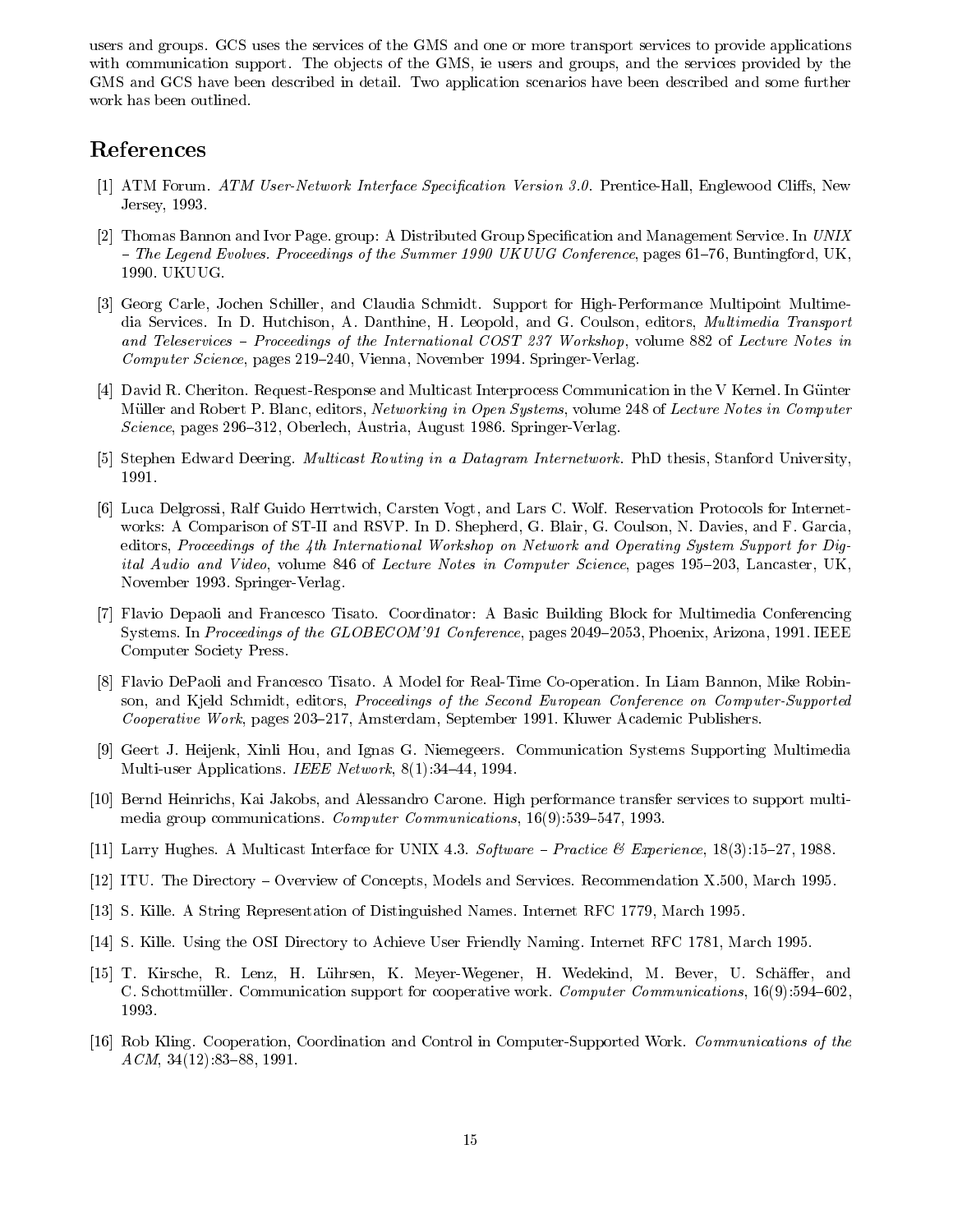users and groups. GCS uses the services of the GMS and one or more transport services to provide applications with communication support. The objects of the GMS, ie users and groups, and the services provided by the GMS and GCS have been described in detail. Two application scenarios have been described and some further work has been outlined.

## References

[1] ATM Forum. *ATM User-Network Interface Specification Version 3.0*. Prentice-Hall, Englewood Cliffs, New Jersey, 1993.

[2] Thomas Bannon and Ivor Page. group: A Distributed Group Specification and Management Service. In *UNIX – The Legend Evolves. Proceedings of the Summer 1990 UKUUG Conference*, pages 61–76, Buntingford, UK, 1990. UKUUG.

[3] Georg Carle, Jochen Schiller, and Claudia Schmidt. Support for High-Performance Multipoint Multimedia Services. In D. Hutchison, A. Danthine, H. Leopold, and G. Coulson, editors, *Multimedia Transport and Teleservices – Proceedings of the International COST 237 Workshop*, volume 882 of *Lecture Notes in Computer Science*, pages 219–240, Vienna, November 1994. Springer-Verlag.

[4] David R. Cheriton. Request-Response and Multicast Interprocess Communication in the V Kernel. In Günter Müller and Robert P. Blanc, editors, *Networking in Open Systems*, volume 248 of *Lecture Notes in Computer Science*, pages 296–312, Oberlech, Austria, August 1986. Springer-Verlag.

[5] Stephen Edward Deering. *Multicast Routing in a Datagram Internetwork*. PhD thesis, Stanford University, 1991.

[6] Luca Delgrossi, Ralf Guido Herrtwich, Carsten Vogt, and Lars C. Wolf. Reservation Protocols for Internetworks: A Comparison of ST-II and RSVP. In D. Shepherd, G. Blair, G. Coulson, N. Davies, and F. Garcia, editors, *Proceedings of the 4th International Workshop on Network and Operating System Support for Digital Audio and Video*, volume 846 of *Lecture Notes in Computer Science*, pages 195–203, Lancaster, UK, November 1993. Springer-Verlag.

[7] Flavio Depaoli and Francesco Tisato. Coordinator: A Basic Building Block for Multimedia Conferencing Systems. In *Proceedings of the GLOBECOM'91 Conference*, pages 2049–2053, Phoenix, Arizona, 1991. IEEE Computer Society Press.

[8] Flavio DePaoli and Francesco Tisato. A Model for Real-Time Co-operation. In Liam Bannon, Mike Robinson, and Kjeld Schmidt, editors, *Proceedings of the Second European Conference on Computer-Supported Cooperative Work*, pages 203–217, Amsterdam, September 1991. Kluwer Academic Publishers.

[9] Geert J. Heijenk, Xinli Hou, and Ignas G. Niemegeers. Communication Systems Supporting Multimedia Multi-user Applications. *IEEE Network*, 8(1):34–44, 1994.

[10] Bernd Heinrichs, Kai Jakobs, and Alessandro Carone. High performance transfer services to support multimedia group communications. *Computer Communications*, 16(9):539–547, 1993.

[11] Larry Hughes. A Multicast Interface for UNIX 4.3. *Software – Practice & Experience*, 18(3):15–27, 1988.

[12] ITU. The Directory – Overview of Concepts, Models and Services. Recommendation X.500, March 1995.

[13] S. Kille. A String Representation of Distinguished Names. Internet RFC 1779, March 1995.

[14] S. Kille. Using the OSI Directory to Achieve User Friendly Naming. Internet RFC 1781, March 1995.

[15] T. Kirsche, R. Lenz, H. Lührsen, K. Meyer-Wegener, H. Wedekind, M. Bever, U. Schäffer, and C. Schottmüller. Communication support for cooperative work. *Computer Communications*, 16(9):594–602, 1993.

[16] Rob Kling. Cooperation, Coordination and Control in Computer-Supported Work. *Communications of the ACM*, 34(12):83–88, 1991.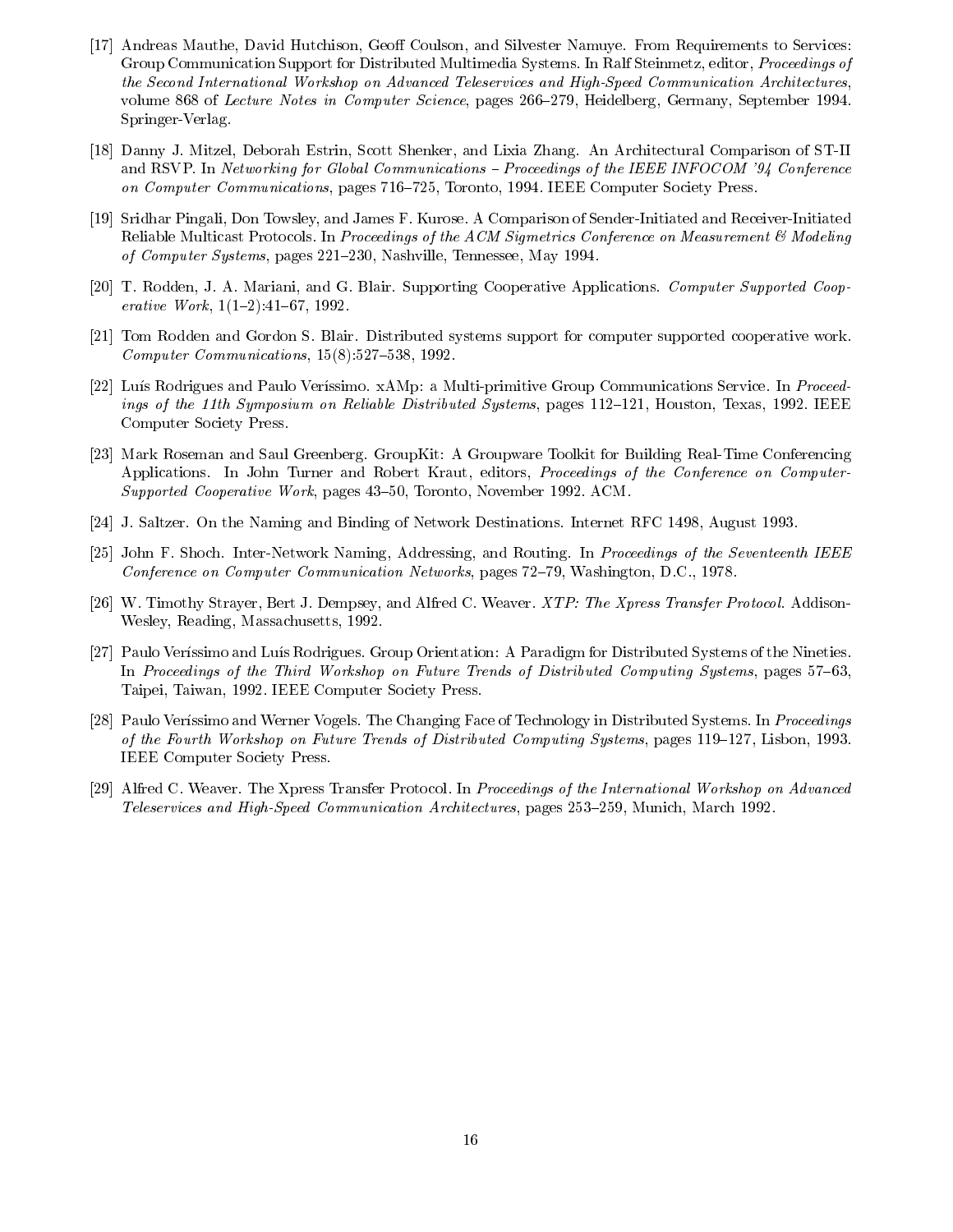[17] Andreas Mauthe, David Hutchison, Geoff Coulson, and Silvester Namuye. From Requirements to Services: Group Communication Support for Distributed Multimedia Systems. In Ralf Steinmetz, editor, *Proceedings of the Second International Workshop on Advanced Teleservices and High-Speed Communication Architectures*, volume 868 of *Lecture Notes in Computer Science*, pages 266–279, Heidelberg, Germany, September 1994. Springer-Verlag.

[18] Danny J. Mitzel, Deborah Estrin, Scott Shenker, and Lixia Zhang. An Architectural Comparison of ST-II and RSVP. In *Networking for Global Communications – Proceedings of the IEEE INFOCOM '94 Conference on Computer Communications*, pages 716–725, Toronto, 1994. IEEE Computer Society Press.

[19] Sridhar Pingali, Don Towsley, and James F. Kurose. A Comparison of Sender-Initiated and Receiver-Initiated Reliable Multicast Protocols. In *Proceedings of the ACM Sigmetrics Conference on Measurement & Modeling of Computer Systems*, pages 221–230, Nashville, Tennessee, May 1994.

[20] T. Rodden, J. A. Mariani, and G. Blair. Supporting Cooperative Applications. *Computer Supported Cooperative Work*, 1(1–2):41–67, 1992.

[21] Tom Rodden and Gordon S. Blair. Distributed systems support for computer supported cooperative work. *Computer Communications*, 15(8):527–538, 1992.

[22] Luís Rodrigues and Paulo Veríssimo. xAMp: a Multi-primitive Group Communications Service. In *Proceedings of the 11th Symposium on Reliable Distributed Systems*, pages 112–121, Houston, Texas, 1992. IEEE Computer Society Press.

[23] Mark Roseman and Saul Greenberg. GroupKit: A Groupware Toolkit for Building Real-Time Conferencing Applications. In John Turner and Robert Kraut, editors, *Proceedings of the Conference on Computer-Supported Cooperative Work*, pages 43–50, Toronto, November 1992. ACM.

[24] J. Saltzer. On the Naming and Binding of Network Destinations. Internet RFC 1498, August 1993.

[25] John F. Shoch. Inter-Network Naming, Addressing, and Routing. In *Proceedings of the Seventeenth IEEE Conference on Computer Communication Networks*, pages 72–79, Washington, D.C., 1978.

[26] W. Timothy Strayer, Bert J. Dempsey, and Alfred C. Weaver. *XTP: The Xpress Transfer Protocol*. Addison-Wesley, Reading, Massachusetts, 1992.

[27] Paulo Veríssimo and Luís Rodrigues. Group Orientation: A Paradigm for Distributed Systems of the Nineties. In *Proceedings of the Third Workshop on Future Trends of Distributed Computing Systems*, pages 57–63, Taipei, Taiwan, 1992. IEEE Computer Society Press.

[28] Paulo Veríssimo and Werner Vogels. The Changing Face of Technology in Distributed Systems. In *Proceedings of the Fourth Workshop on Future Trends of Distributed Computing Systems*, pages 119–127, Lisbon, 1993. IEEE Computer Society Press.

[29] Alfred C. Weaver. The Xpress Transfer Protocol. In *Proceedings of the International Workshop on Advanced Teleservices and High-Speed Communication Architectures*, pages 253–259, Munich, March 1992.